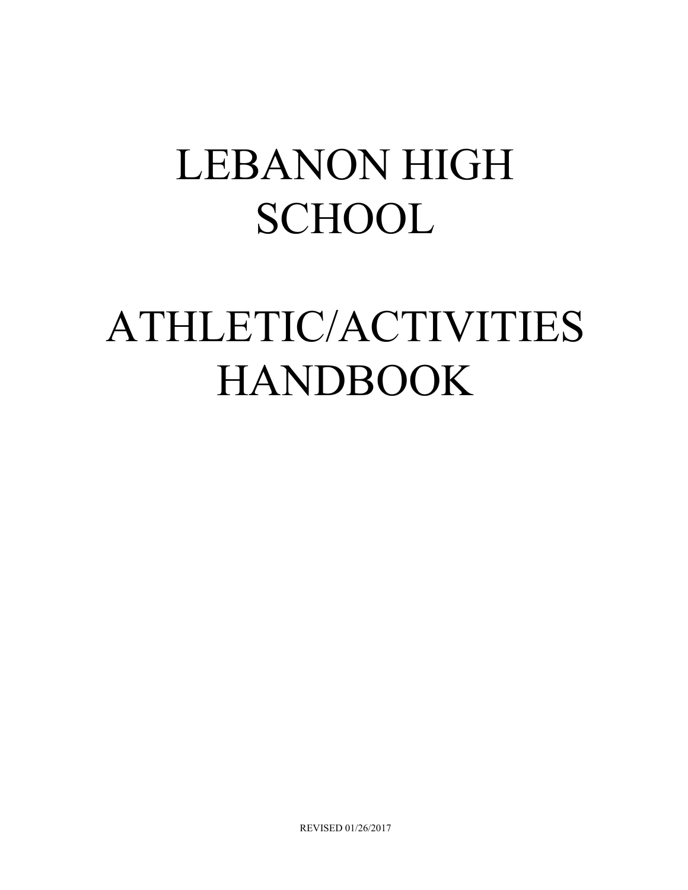# LEBANON HIGH SCHOOL

# ATHLETIC/ACTIVITIES HANDBOOK

REVISED 01/26/2017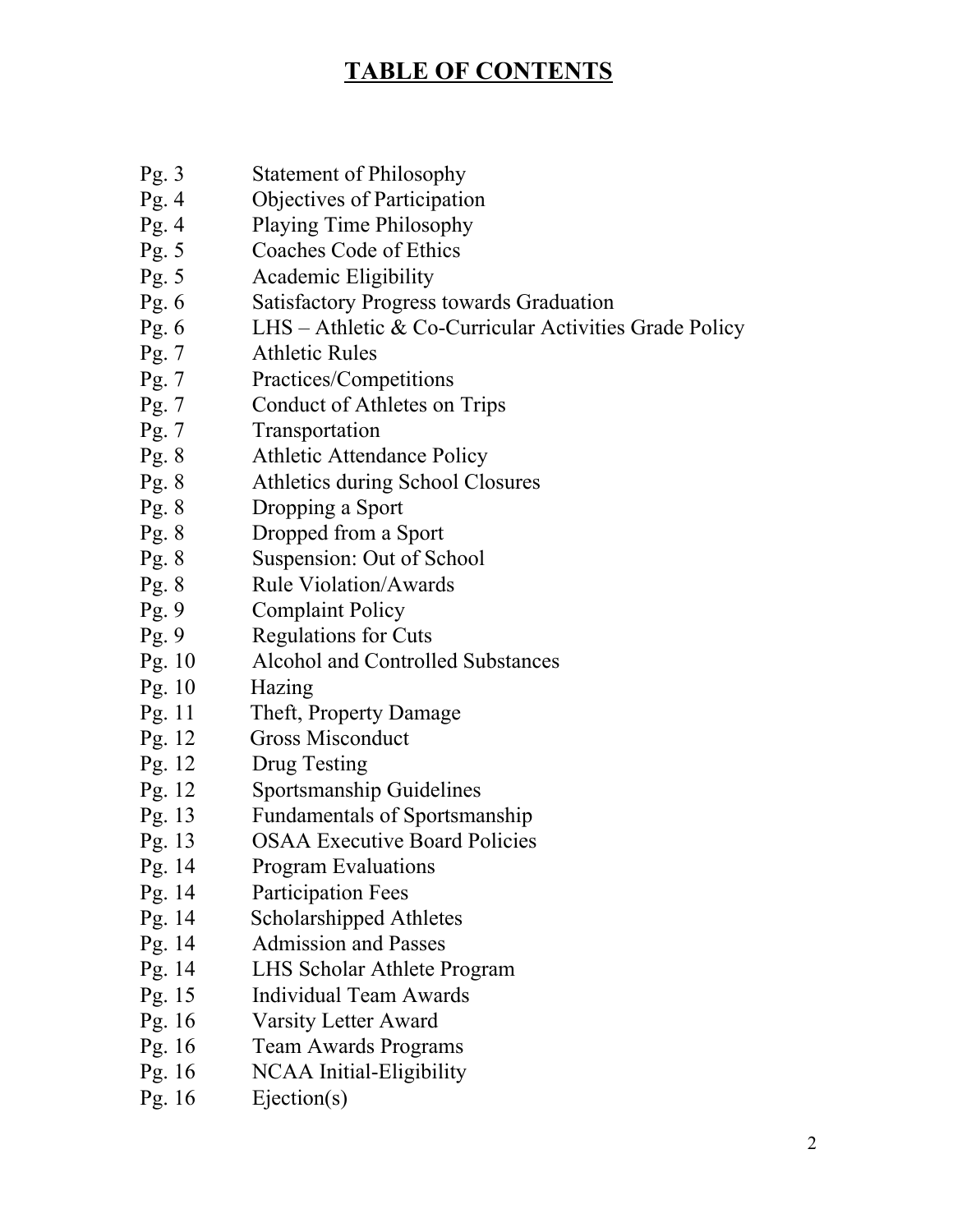# TABLE OF CONTENTS

| | |
|---|---|
| Pg. 3 | Statement of Philosophy |
| Pg. 4 | Objectives of Participation |
| Pg. 4 | Playing Time Philosophy |
| Pg. 5 | Coaches Code of Ethics |
| Pg. 5 | Academic Eligibility |
| Pg. 6 | Satisfactory Progress towards Graduation |
| Pg. 6 | LHS – Athletic & Co-Curricular Activities Grade Policy |
| Pg. 7 | Athletic Rules |
| Pg. 7 | Practices/Competitions |
| Pg. 7 | Conduct of Athletes on Trips |
| Pg. 7 | Transportation |
| Pg. 8 | Athletic Attendance Policy |
| Pg. 8 | Athletics during School Closures |
| Pg. 8 | Dropping a Sport |
| Pg. 8 | Dropped from a Sport |
| Pg. 8 | Suspension: Out of School |
| Pg. 8 | Rule Violation/Awards |
| Pg. 9 | Complaint Policy |
| Pg. 9 | Regulations for Cuts |
| Pg. 10 | Alcohol and Controlled Substances |
| Pg. 10 | Hazing |
| Pg. 11 | Theft, Property Damage |
| Pg. 12 | Gross Misconduct |
| Pg. 12 | Drug Testing |
| Pg. 12 | Sportsmanship Guidelines |
| Pg. 13 | Fundamentals of Sportsmanship |
| Pg. 13 | OSAA Executive Board Policies |
| Pg. 14 | Program Evaluations |
| Pg. 14 | Participation Fees |
| Pg. 14 | Scholarshipped Athletes |
| Pg. 14 | Admission and Passes |
| Pg. 14 | LHS Scholar Athlete Program |
| Pg. 15 | Individual Team Awards |
| Pg. 16 | Varsity Letter Award |
| Pg. 16 | Team Awards Programs |
| Pg. 16 | NCAA Initial-Eligibility |
| Pg. 16 | Ejection(s) |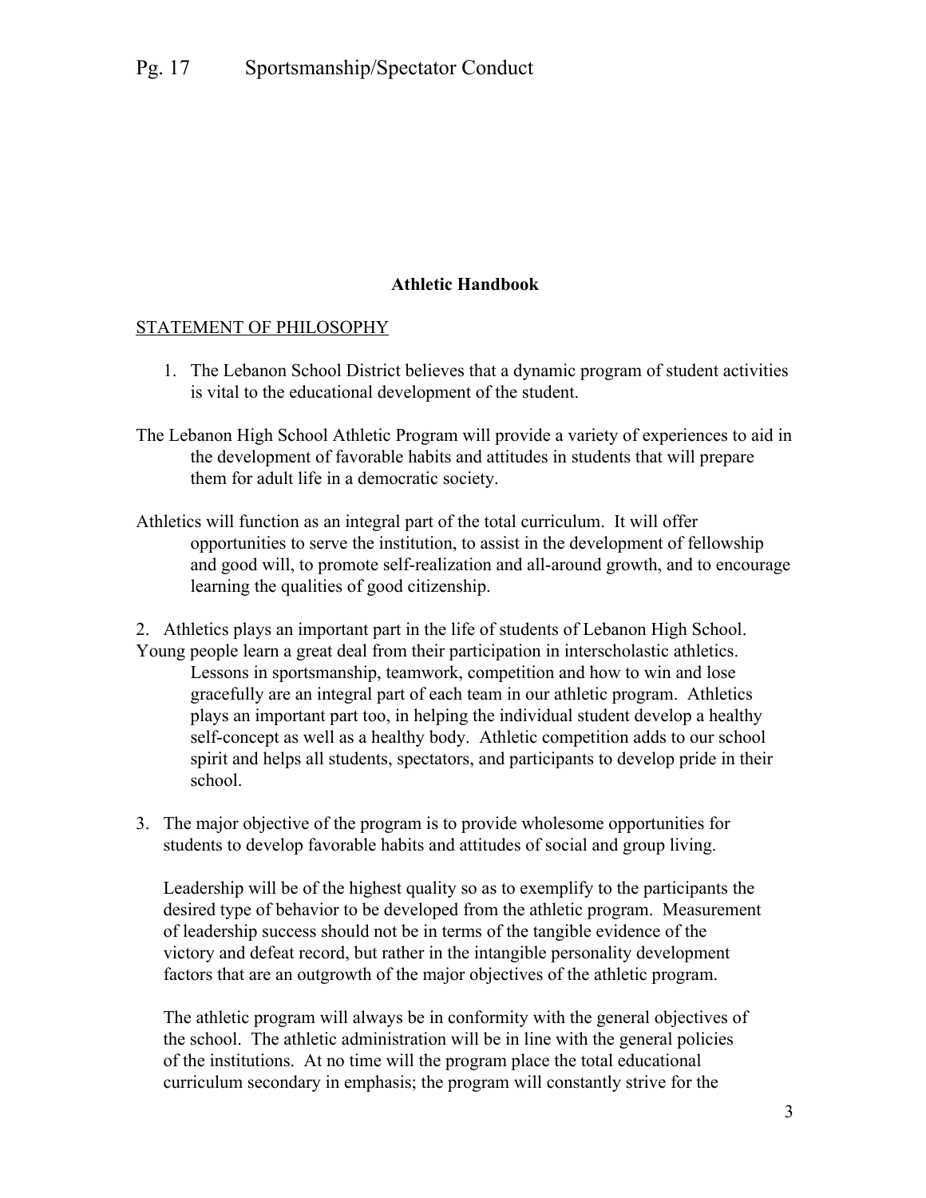Pg. 17 Sportsmanship/Spectator Conduct

**Athletic Handbook**

STATEMENT OF PHILOSOPHY

1. The Lebanon School District believes that a dynamic program of student activities is vital to the educational development of the student.

The Lebanon High School Athletic Program will provide a variety of experiences to aid in the development of favorable habits and attitudes in students that will prepare them for adult life in a democratic society.

Athletics will function as an integral part of the total curriculum. It will offer opportunities to serve the institution, to assist in the development of fellowship and good will, to promote self-realization and all-around growth, and to encourage learning the qualities of good citizenship.

2. Athletics plays an important part in the life of students of Lebanon High School. Young people learn a great deal from their participation in interscholastic athletics. Lessons in sportsmanship, teamwork, competition and how to win and lose gracefully are an integral part of each team in our athletic program. Athletics plays an important part too, in helping the individual student develop a healthy self-concept as well as a healthy body. Athletic competition adds to our school spirit and helps all students, spectators, and participants to develop pride in their school.

3. The major objective of the program is to provide wholesome opportunities for students to develop favorable habits and attitudes of social and group living.

   Leadership will be of the highest quality so as to exemplify to the participants the desired type of behavior to be developed from the athletic program. Measurement of leadership success should not be in terms of the tangible evidence of the victory and defeat record, but rather in the intangible personality development factors that are an outgrowth of the major objectives of the athletic program.

   The athletic program will always be in conformity with the general objectives of the school. The athletic administration will be in line with the general policies of the institutions. At no time will the program place the total educational curriculum secondary in emphasis; the program will constantly strive for the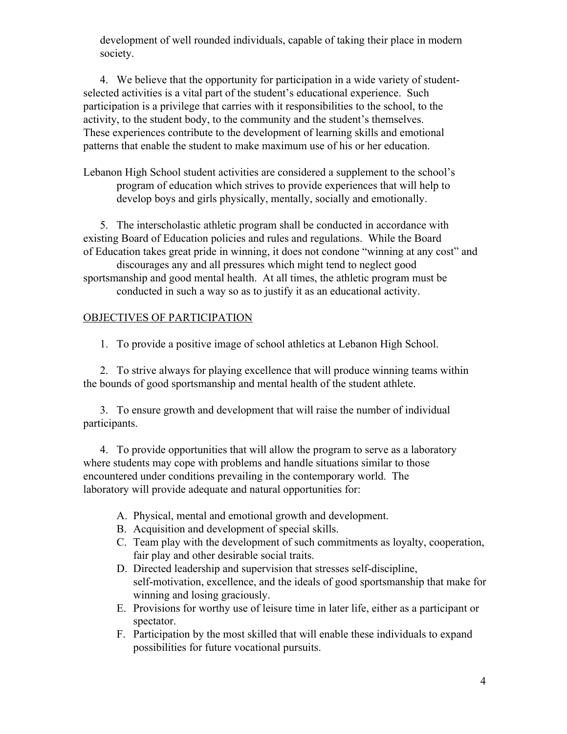development of well rounded individuals, capable of taking their place in modern society.

4. We believe that the opportunity for participation in a wide variety of student-selected activities is a vital part of the student's educational experience. Such participation is a privilege that carries with it responsibilities to the school, to the activity, to the student body, to the community and the student's themselves. These experiences contribute to the development of learning skills and emotional patterns that enable the student to make maximum use of his or her education.

Lebanon High School student activities are considered a supplement to the school's program of education which strives to provide experiences that will help to develop boys and girls physically, mentally, socially and emotionally.

5. The interscholastic athletic program shall be conducted in accordance with existing Board of Education policies and rules and regulations. While the Board of Education takes great pride in winning, it does not condone "winning at any cost" and discourages any and all pressures which might tend to neglect good sportsmanship and good mental health. At all times, the athletic program must be conducted in such a way so as to justify it as an educational activity.

## OBJECTIVES OF PARTICIPATION

1. To provide a positive image of school athletics at Lebanon High School.

2. To strive always for playing excellence that will produce winning teams within the bounds of good sportsmanship and mental health of the student athlete.

3. To ensure growth and development that will raise the number of individual participants.

4. To provide opportunities that will allow the program to serve as a laboratory where students may cope with problems and handle situations similar to those encountered under conditions prevailing in the contemporary world. The laboratory will provide adequate and natural opportunities for:

   A. Physical, mental and emotional growth and development.
   B. Acquisition and development of special skills.
   C. Team play with the development of such commitments as loyalty, cooperation, fair play and other desirable social traits.
   D. Directed leadership and supervision that stresses self-discipline, self-motivation, excellence, and the ideals of good sportsmanship that make for winning and losing graciously.
   E. Provisions for worthy use of leisure time in later life, either as a participant or spectator.
   F. Participation by the most skilled that will enable these individuals to expand possibilities for future vocational pursuits.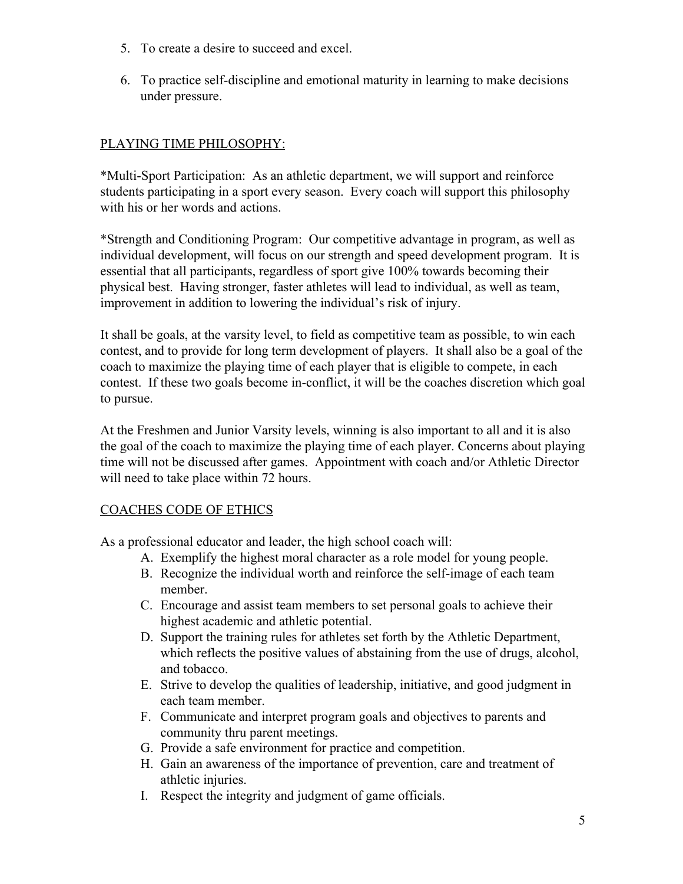5. To create a desire to succeed and excel.

6. To practice self-discipline and emotional maturity in learning to make decisions under pressure.

## PLAYING TIME PHILOSOPHY:

*Multi-Sport Participation: As an athletic department, we will support and reinforce students participating in a sport every season. Every coach will support this philosophy with his or her words and actions.

*Strength and Conditioning Program: Our competitive advantage in program, as well as individual development, will focus on our strength and speed development program. It is essential that all participants, regardless of sport give 100% towards becoming their physical best. Having stronger, faster athletes will lead to individual, as well as team, improvement in addition to lowering the individual's risk of injury.

It shall be goals, at the varsity level, to field as competitive team as possible, to win each contest, and to provide for long term development of players. It shall also be a goal of the coach to maximize the playing time of each player that is eligible to compete, in each contest. If these two goals become in-conflict, it will be the coaches discretion which goal to pursue.

At the Freshmen and Junior Varsity levels, winning is also important to all and it is also the goal of the coach to maximize the playing time of each player. Concerns about playing time will not be discussed after games. Appointment with coach and/or Athletic Director will need to take place within 72 hours.

## COACHES CODE OF ETHICS

As a professional educator and leader, the high school coach will:

A. Exemplify the highest moral character as a role model for young people.
B. Recognize the individual worth and reinforce the self-image of each team member.
C. Encourage and assist team members to set personal goals to achieve their highest academic and athletic potential.
D. Support the training rules for athletes set forth by the Athletic Department, which reflects the positive values of abstaining from the use of drugs, alcohol, and tobacco.
E. Strive to develop the qualities of leadership, initiative, and good judgment in each team member.
F. Communicate and interpret program goals and objectives to parents and community thru parent meetings.
G. Provide a safe environment for practice and competition.
H. Gain an awareness of the importance of prevention, care and treatment of athletic injuries.
I. Respect the integrity and judgment of game officials.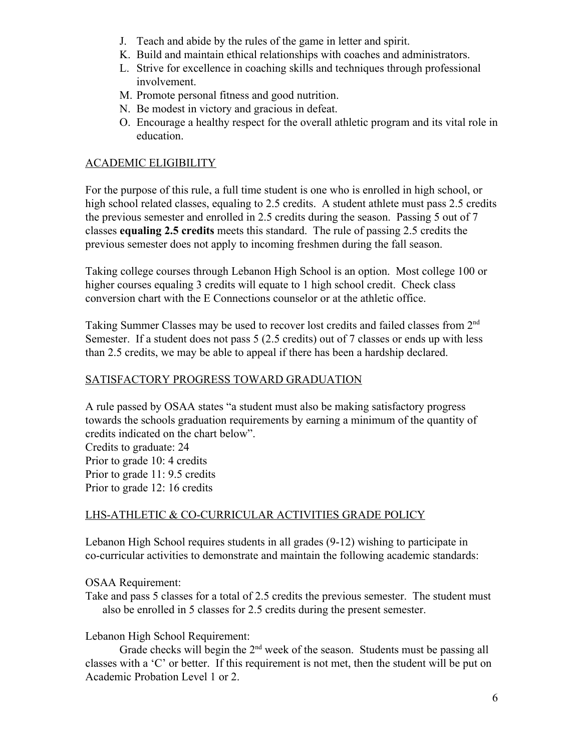J. Teach and abide by the rules of the game in letter and spirit.
K. Build and maintain ethical relationships with coaches and administrators.
L. Strive for excellence in coaching skills and techniques through professional involvement.
M. Promote personal fitness and good nutrition.
N. Be modest in victory and gracious in defeat.
O. Encourage a healthy respect for the overall athletic program and its vital role in education.

## ACADEMIC ELIGIBILITY

For the purpose of this rule, a full time student is one who is enrolled in high school, or high school related classes, equaling to 2.5 credits. A student athlete must pass 2.5 credits the previous semester and enrolled in 2.5 credits during the season. Passing 5 out of 7 classes **equaling 2.5 credits** meets this standard. The rule of passing 2.5 credits the previous semester does not apply to incoming freshmen during the fall season.

Taking college courses through Lebanon High School is an option. Most college 100 or higher courses equaling 3 credits will equate to 1 high school credit. Check class conversion chart with the E Connections counselor or at the athletic office.

Taking Summer Classes may be used to recover lost credits and failed classes from 2nd Semester. If a student does not pass 5 (2.5 credits) out of 7 classes or ends up with less than 2.5 credits, we may be able to appeal if there has been a hardship declared.

## SATISFACTORY PROGRESS TOWARD GRADUATION

A rule passed by OSAA states "a student must also be making satisfactory progress towards the schools graduation requirements by earning a minimum of the quantity of credits indicated on the chart below".

Credits to graduate: 24
Prior to grade 10: 4 credits
Prior to grade 11: 9.5 credits
Prior to grade 12: 16 credits

## LHS-ATHLETIC & CO-CURRICULAR ACTIVITIES GRADE POLICY

Lebanon High School requires students in all grades (9-12) wishing to participate in co-curricular activities to demonstrate and maintain the following academic standards:

OSAA Requirement:

Take and pass 5 classes for a total of 2.5 credits the previous semester. The student must also be enrolled in 5 classes for 2.5 credits during the present semester.

Lebanon High School Requirement:

Grade checks will begin the 2nd week of the season. Students must be passing all classes with a 'C' or better. If this requirement is not met, then the student will be put on Academic Probation Level 1 or 2.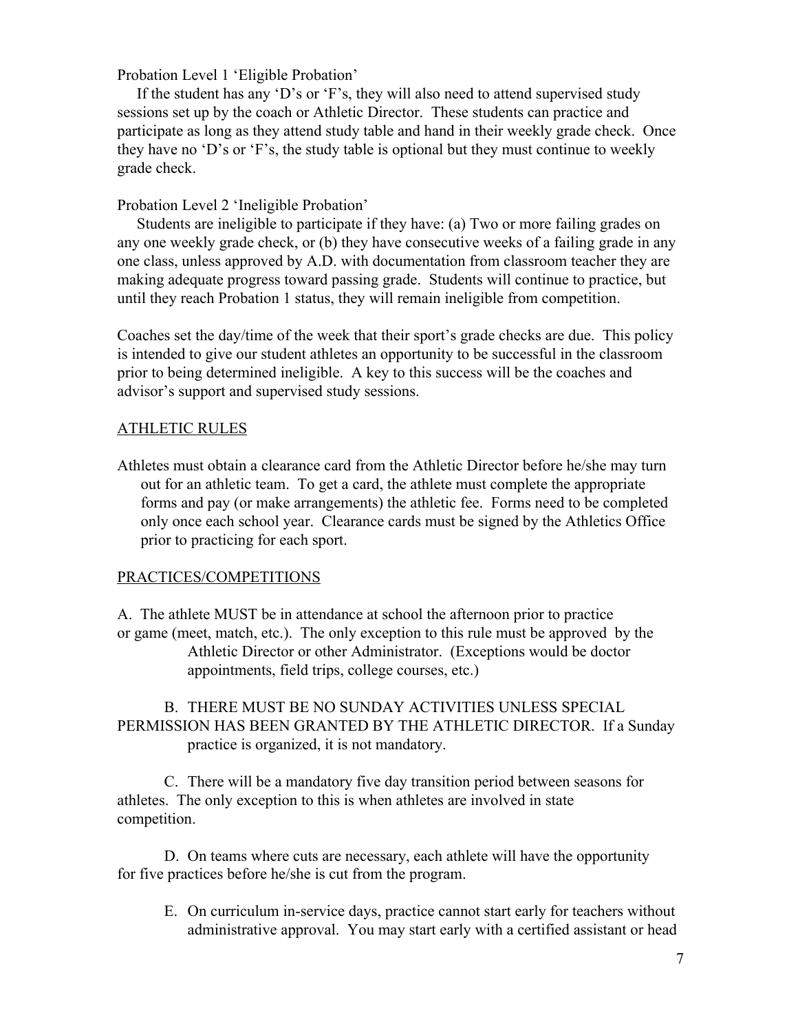Probation Level 1 'Eligible Probation'

If the student has any 'D's or 'F's, they will also need to attend supervised study sessions set up by the coach or Athletic Director. These students can practice and participate as long as they attend study table and hand in their weekly grade check. Once they have no 'D's or 'F's, the study table is optional but they must continue to weekly grade check.

Probation Level 2 'Ineligible Probation'

Students are ineligible to participate if they have: (a) Two or more failing grades on any one weekly grade check, or (b) they have consecutive weeks of a failing grade in any one class, unless approved by A.D. with documentation from classroom teacher they are making adequate progress toward passing grade. Students will continue to practice, but until they reach Probation 1 status, they will remain ineligible from competition.

Coaches set the day/time of the week that their sport's grade checks are due. This policy is intended to give our student athletes an opportunity to be successful in the classroom prior to being determined ineligible. A key to this success will be the coaches and advisor's support and supervised study sessions.

## ATHLETIC RULES

Athletes must obtain a clearance card from the Athletic Director before he/she may turn out for an athletic team. To get a card, the athlete must complete the appropriate forms and pay (or make arrangements) the athletic fee. Forms need to be completed only once each school year. Clearance cards must be signed by the Athletics Office prior to practicing for each sport.

## PRACTICES/COMPETITIONS

A. The athlete MUST be in attendance at school the afternoon prior to practice or game (meet, match, etc.). The only exception to this rule must be approved by the Athletic Director or other Administrator. (Exceptions would be doctor appointments, field trips, college courses, etc.)

B. THERE MUST BE NO SUNDAY ACTIVITIES UNLESS SPECIAL PERMISSION HAS BEEN GRANTED BY THE ATHLETIC DIRECTOR. If a Sunday practice is organized, it is not mandatory.

C. There will be a mandatory five day transition period between seasons for athletes. The only exception to this is when athletes are involved in state competition.

D. On teams where cuts are necessary, each athlete will have the opportunity for five practices before he/she is cut from the program.

E. On curriculum in-service days, practice cannot start early for teachers without administrative approval. You may start early with a certified assistant or head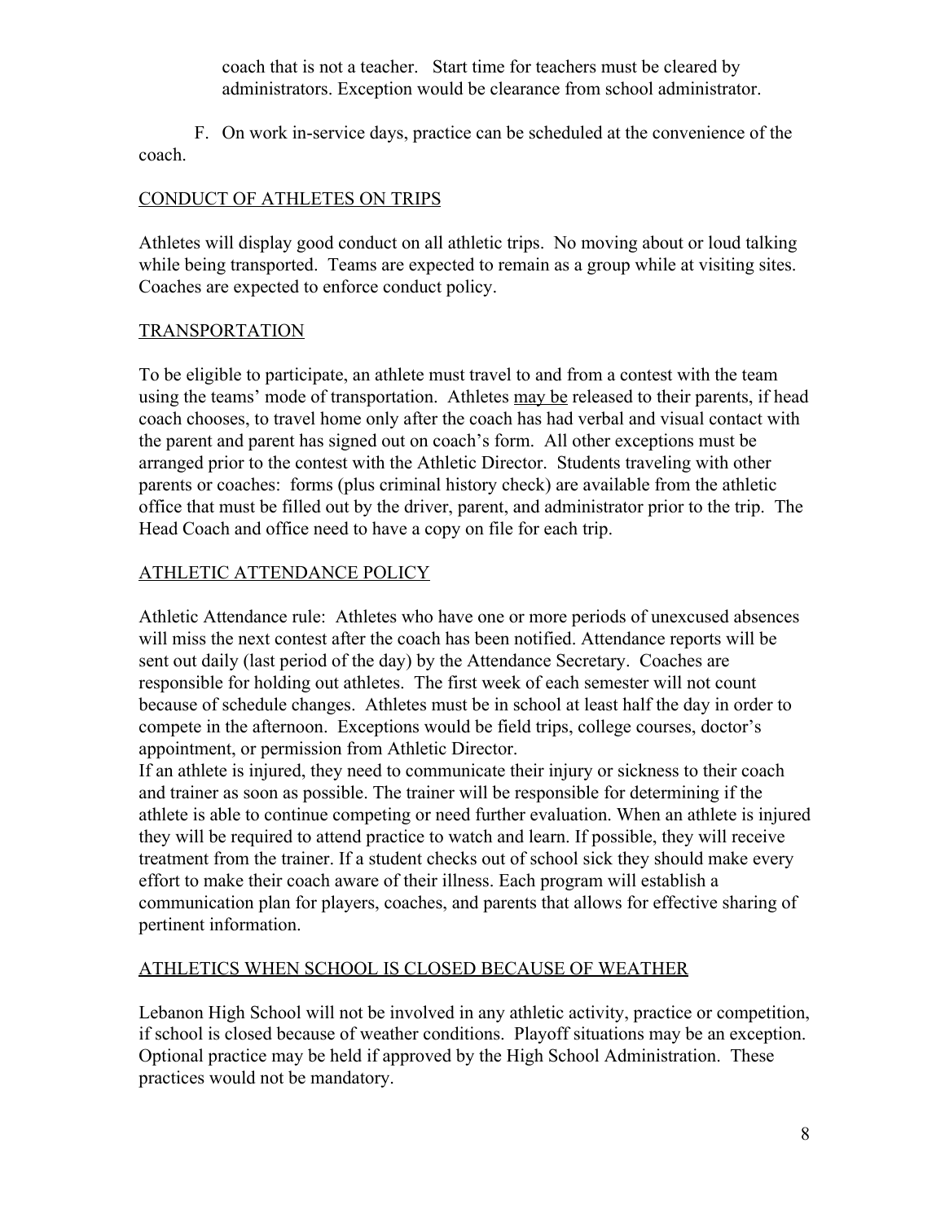coach that is not a teacher. Start time for teachers must be cleared by administrators. Exception would be clearance from school administrator.

F. On work in-service days, practice can be scheduled at the convenience of the coach.

## CONDUCT OF ATHLETES ON TRIPS

Athletes will display good conduct on all athletic trips. No moving about or loud talking while being transported. Teams are expected to remain as a group while at visiting sites. Coaches are expected to enforce conduct policy.

## TRANSPORTATION

To be eligible to participate, an athlete must travel to and from a contest with the team using the teams' mode of transportation. Athletes <u>may be</u> released to their parents, if head coach chooses, to travel home only after the coach has had verbal and visual contact with the parent and parent has signed out on coach's form. All other exceptions must be arranged prior to the contest with the Athletic Director. Students traveling with other parents or coaches: forms (plus criminal history check) are available from the athletic office that must be filled out by the driver, parent, and administrator prior to the trip. The Head Coach and office need to have a copy on file for each trip.

## ATHLETIC ATTENDANCE POLICY

Athletic Attendance rule: Athletes who have one or more periods of unexcused absences will miss the next contest after the coach has been notified. Attendance reports will be sent out daily (last period of the day) by the Attendance Secretary. Coaches are responsible for holding out athletes. The first week of each semester will not count because of schedule changes. Athletes must be in school at least half the day in order to compete in the afternoon. Exceptions would be field trips, college courses, doctor's appointment, or permission from Athletic Director.

If an athlete is injured, they need to communicate their injury or sickness to their coach and trainer as soon as possible. The trainer will be responsible for determining if the athlete is able to continue competing or need further evaluation. When an athlete is injured they will be required to attend practice to watch and learn. If possible, they will receive treatment from the trainer. If a student checks out of school sick they should make every effort to make their coach aware of their illness. Each program will establish a communication plan for players, coaches, and parents that allows for effective sharing of pertinent information.

## ATHLETICS WHEN SCHOOL IS CLOSED BECAUSE OF WEATHER

Lebanon High School will not be involved in any athletic activity, practice or competition, if school is closed because of weather conditions. Playoff situations may be an exception. Optional practice may be held if approved by the High School Administration. These practices would not be mandatory.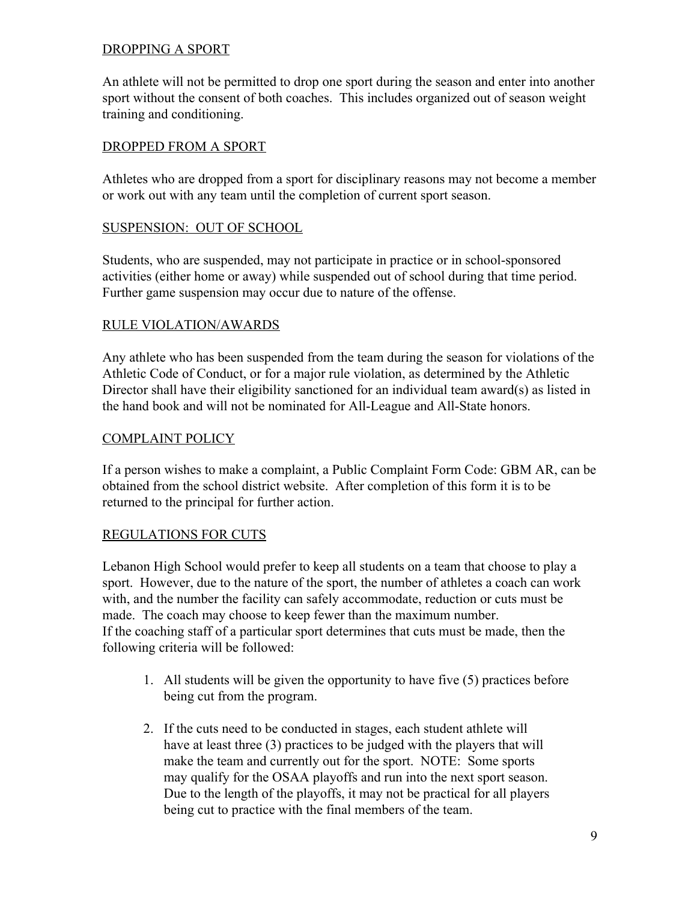## DROPPING A SPORT

An athlete will not be permitted to drop one sport during the season and enter into another sport without the consent of both coaches. This includes organized out of season weight training and conditioning.

## DROPPED FROM A SPORT

Athletes who are dropped from a sport for disciplinary reasons may not become a member or work out with any team until the completion of current sport season.

## SUSPENSION: OUT OF SCHOOL

Students, who are suspended, may not participate in practice or in school-sponsored activities (either home or away) while suspended out of school during that time period. Further game suspension may occur due to nature of the offense.

## RULE VIOLATION/AWARDS

Any athlete who has been suspended from the team during the season for violations of the Athletic Code of Conduct, or for a major rule violation, as determined by the Athletic Director shall have their eligibility sanctioned for an individual team award(s) as listed in the hand book and will not be nominated for All-League and All-State honors.

## COMPLAINT POLICY

If a person wishes to make a complaint, a Public Complaint Form Code: GBM AR, can be obtained from the school district website. After completion of this form it is to be returned to the principal for further action.

## REGULATIONS FOR CUTS

Lebanon High School would prefer to keep all students on a team that choose to play a sport. However, due to the nature of the sport, the number of athletes a coach can work with, and the number the facility can safely accommodate, reduction or cuts must be made. The coach may choose to keep fewer than the maximum number.
If the coaching staff of a particular sport determines that cuts must be made, then the following criteria will be followed:

1. All students will be given the opportunity to have five (5) practices before being cut from the program.

2. If the cuts need to be conducted in stages, each student athlete will have at least three (3) practices to be judged with the players that will make the team and currently out for the sport. NOTE: Some sports may qualify for the OSAA playoffs and run into the next sport season. Due to the length of the playoffs, it may not be practical for all players being cut to practice with the final members of the team.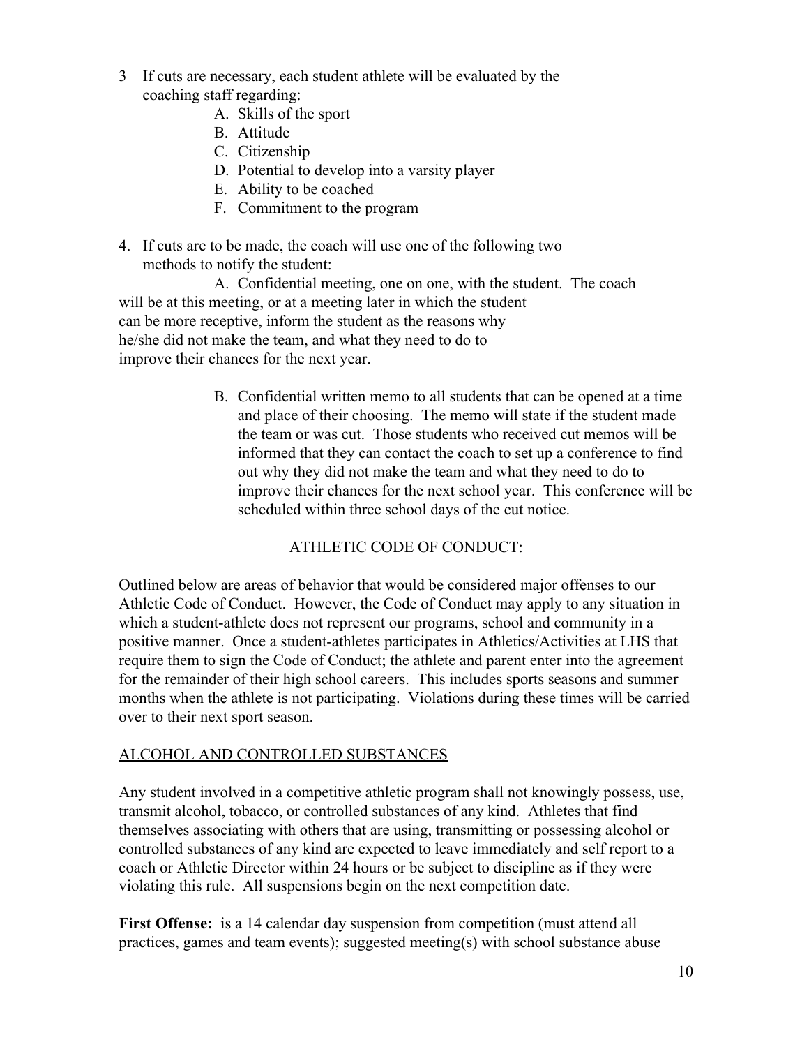3 If cuts are necessary, each student athlete will be evaluated by the coaching staff regarding:

   A. Skills of the sport
   B. Attitude
   C. Citizenship
   D. Potential to develop into a varsity player
   E. Ability to be coached
   F. Commitment to the program

4. If cuts are to be made, the coach will use one of the following two methods to notify the student:

   A. Confidential meeting, one on one, with the student. The coach will be at this meeting, or at a meeting later in which the student can be more receptive, inform the student as the reasons why he/she did not make the team, and what they need to do to improve their chances for the next year.

   B. Confidential written memo to all students that can be opened at a time and place of their choosing. The memo will state if the student made the team or was cut. Those students who received cut memos will be informed that they can contact the coach to set up a conference to find out why they did not make the team and what they need to do to improve their chances for the next school year. This conference will be scheduled within three school days of the cut notice.

## ATHLETIC CODE OF CONDUCT:

Outlined below are areas of behavior that would be considered major offenses to our Athletic Code of Conduct. However, the Code of Conduct may apply to any situation in which a student-athlete does not represent our programs, school and community in a positive manner. Once a student-athletes participates in Athletics/Activities at LHS that require them to sign the Code of Conduct; the athlete and parent enter into the agreement for the remainder of their high school careers. This includes sports seasons and summer months when the athlete is not participating. Violations during these times will be carried over to their next sport season.

### ALCOHOL AND CONTROLLED SUBSTANCES

Any student involved in a competitive athletic program shall not knowingly possess, use, transmit alcohol, tobacco, or controlled substances of any kind. Athletes that find themselves associating with others that are using, transmitting or possessing alcohol or controlled substances of any kind are expected to leave immediately and self report to a coach or Athletic Director within 24 hours or be subject to discipline as if they were violating this rule. All suspensions begin on the next competition date.

**First Offense:** is a 14 calendar day suspension from competition (must attend all practices, games and team events); suggested meeting(s) with school substance abuse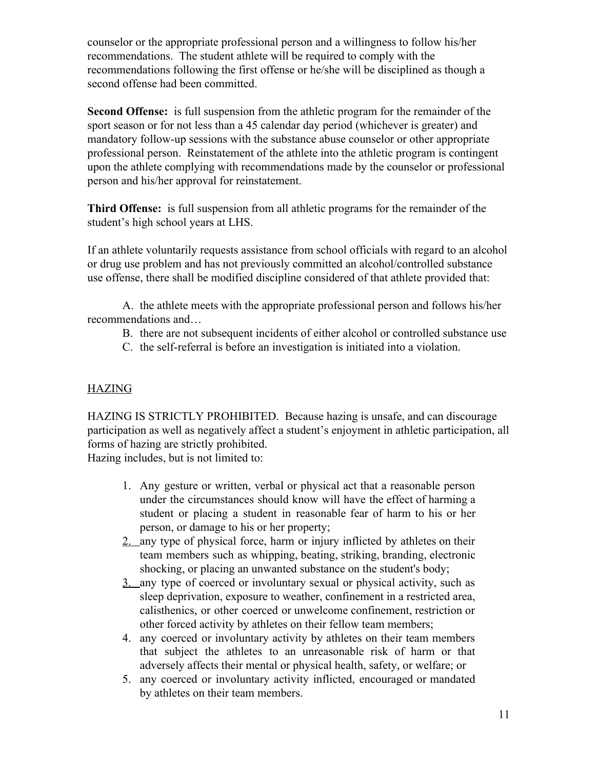counselor or the appropriate professional person and a willingness to follow his/her recommendations. The student athlete will be required to comply with the recommendations following the first offense or he/she will be disciplined as though a second offense had been committed.

**Second Offense:** is full suspension from the athletic program for the remainder of the sport season or for not less than a 45 calendar day period (whichever is greater) and mandatory follow-up sessions with the substance abuse counselor or other appropriate professional person. Reinstatement of the athlete into the athletic program is contingent upon the athlete complying with recommendations made by the counselor or professional person and his/her approval for reinstatement.

**Third Offense:** is full suspension from all athletic programs for the remainder of the student's high school years at LHS.

If an athlete voluntarily requests assistance from school officials with regard to an alcohol or drug use problem and has not previously committed an alcohol/controlled substance use offense, there shall be modified discipline considered of that athlete provided that:

A. the athlete meets with the appropriate professional person and follows his/her recommendations and…
B. there are not subsequent incidents of either alcohol or controlled substance use
C. the self-referral is before an investigation is initiated into a violation.

## HAZING

HAZING IS STRICTLY PROHIBITED. Because hazing is unsafe, and can discourage participation as well as negatively affect a student's enjoyment in athletic participation, all forms of hazing are strictly prohibited.
Hazing includes, but is not limited to:

1. Any gesture or written, verbal or physical act that a reasonable person under the circumstances should know will have the effect of harming a student or placing a student in reasonable fear of harm to his or her person, or damage to his or her property;
2. any type of physical force, harm or injury inflicted by athletes on their team members such as whipping, beating, striking, branding, electronic shocking, or placing an unwanted substance on the student's body;
3. any type of coerced or involuntary sexual or physical activity, such as sleep deprivation, exposure to weather, confinement in a restricted area, calisthenics, or other coerced or unwelcome confinement, restriction or other forced activity by athletes on their fellow team members;
4. any coerced or involuntary activity by athletes on their team members that subject the athletes to an unreasonable risk of harm or that adversely affects their mental or physical health, safety, or welfare; or
5. any coerced or involuntary activity inflicted, encouraged or mandated by athletes on their team members.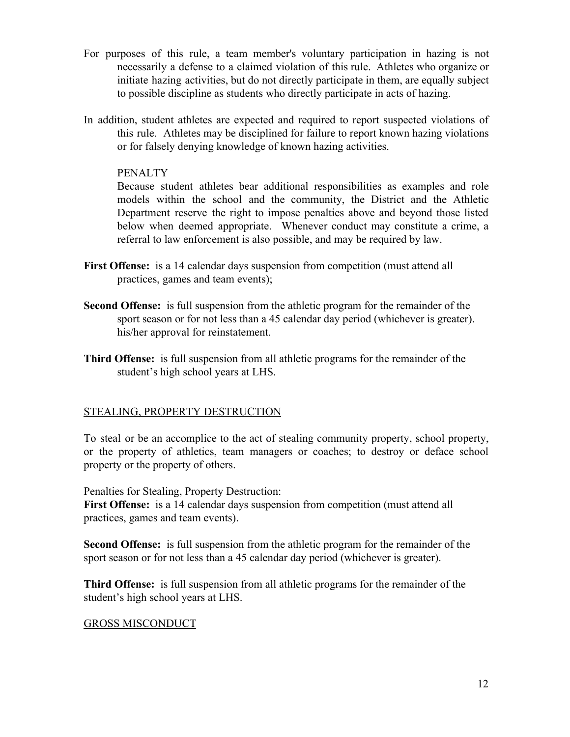For purposes of this rule, a team member's voluntary participation in hazing is not necessarily a defense to a claimed violation of this rule. Athletes who organize or initiate hazing activities, but do not directly participate in them, are equally subject to possible discipline as students who directly participate in acts of hazing.

In addition, student athletes are expected and required to report suspected violations of this rule. Athletes may be disciplined for failure to report known hazing violations or for falsely denying knowledge of known hazing activities.

PENALTY

Because student athletes bear additional responsibilities as examples and role models within the school and the community, the District and the Athletic Department reserve the right to impose penalties above and beyond those listed below when deemed appropriate. Whenever conduct may constitute a crime, a referral to law enforcement is also possible, and may be required by law.

**First Offense:** is a 14 calendar days suspension from competition (must attend all practices, games and team events);

**Second Offense:** is full suspension from the athletic program for the remainder of the sport season or for not less than a 45 calendar day period (whichever is greater). his/her approval for reinstatement.

**Third Offense:** is full suspension from all athletic programs for the remainder of the student's high school years at LHS.

STEALING, PROPERTY DESTRUCTION

To steal or be an accomplice to the act of stealing community property, school property, or the property of athletics, team managers or coaches; to destroy or deface school property or the property of others.

Penalties for Stealing, Property Destruction:

**First Offense:** is a 14 calendar days suspension from competition (must attend all practices, games and team events).

**Second Offense:** is full suspension from the athletic program for the remainder of the sport season or for not less than a 45 calendar day period (whichever is greater).

**Third Offense:** is full suspension from all athletic programs for the remainder of the student's high school years at LHS.

GROSS MISCONDUCT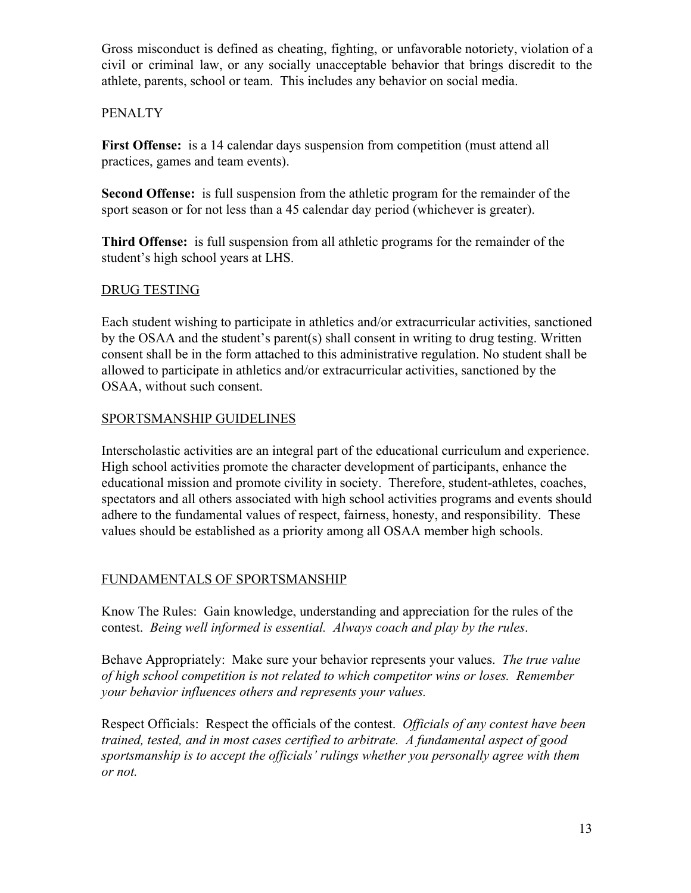Gross misconduct is defined as cheating, fighting, or unfavorable notoriety, violation of a civil or criminal law, or any socially unacceptable behavior that brings discredit to the athlete, parents, school or team. This includes any behavior on social media.

PENALTY

**First Offense:** is a 14 calendar days suspension from competition (must attend all practices, games and team events).

**Second Offense:** is full suspension from the athletic program for the remainder of the sport season or for not less than a 45 calendar day period (whichever is greater).

**Third Offense:** is full suspension from all athletic programs for the remainder of the student's high school years at LHS.

## DRUG TESTING

Each student wishing to participate in athletics and/or extracurricular activities, sanctioned by the OSAA and the student's parent(s) shall consent in writing to drug testing. Written consent shall be in the form attached to this administrative regulation. No student shall be allowed to participate in athletics and/or extracurricular activities, sanctioned by the OSAA, without such consent.

## SPORTSMANSHIP GUIDELINES

Interscholastic activities are an integral part of the educational curriculum and experience. High school activities promote the character development of participants, enhance the educational mission and promote civility in society. Therefore, student-athletes, coaches, spectators and all others associated with high school activities programs and events should adhere to the fundamental values of respect, fairness, honesty, and responsibility. These values should be established as a priority among all OSAA member high schools.

## FUNDAMENTALS OF SPORTSMANSHIP

Know The Rules: Gain knowledge, understanding and appreciation for the rules of the contest. *Being well informed is essential. Always coach and play by the rules*.

Behave Appropriately: Make sure your behavior represents your values. *The true value of high school competition is not related to which competitor wins or loses. Remember your behavior influences others and represents your values.*

Respect Officials: Respect the officials of the contest. *Officials of any contest have been trained, tested, and in most cases certified to arbitrate. A fundamental aspect of good sportsmanship is to accept the officials' rulings whether you personally agree with them or not.*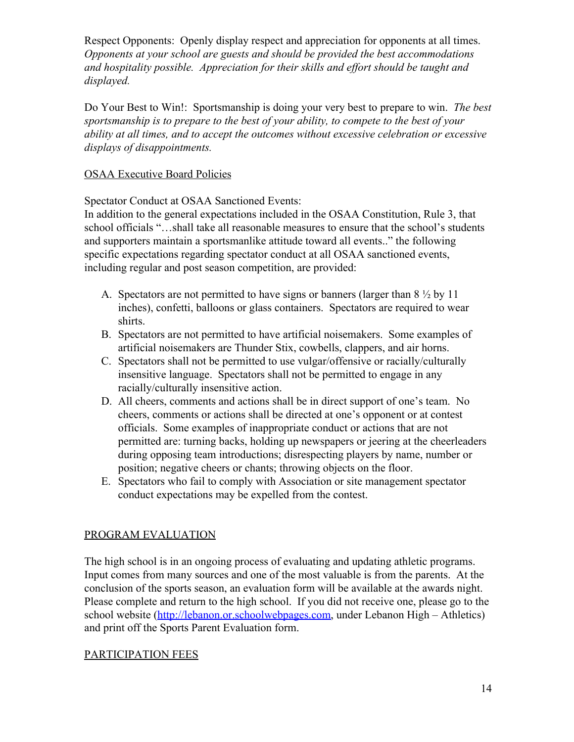Respect Opponents: Openly display respect and appreciation for opponents at all times. *Opponents at your school are guests and should be provided the best accommodations and hospitality possible. Appreciation for their skills and effort should be taught and displayed.*

Do Your Best to Win!: Sportsmanship is doing your very best to prepare to win. *The best sportsmanship is to prepare to the best of your ability, to compete to the best of your ability at all times, and to accept the outcomes without excessive celebration or excessive displays of disappointments.*

<u>OSAA Executive Board Policies</u>

Spectator Conduct at OSAA Sanctioned Events:
In addition to the general expectations included in the OSAA Constitution, Rule 3, that school officials "…shall take all reasonable measures to ensure that the school's students and supporters maintain a sportsmanlike attitude toward all events.." the following specific expectations regarding spectator conduct at all OSAA sanctioned events, including regular and post season competition, are provided:

A. Spectators are not permitted to have signs or banners (larger than 8 ½ by 11 inches), confetti, balloons or glass containers. Spectators are required to wear shirts.
B. Spectators are not permitted to have artificial noisemakers. Some examples of artificial noisemakers are Thunder Stix, cowbells, clappers, and air horns.
C. Spectators shall not be permitted to use vulgar/offensive or racially/culturally insensitive language. Spectators shall not be permitted to engage in any racially/culturally insensitive action.
D. All cheers, comments and actions shall be in direct support of one's team. No cheers, comments or actions shall be directed at one's opponent or at contest officials. Some examples of inappropriate conduct or actions that are not permitted are: turning backs, holding up newspapers or jeering at the cheerleaders during opposing team introductions; disrespecting players by name, number or position; negative cheers or chants; throwing objects on the floor.
E. Spectators who fail to comply with Association or site management spectator conduct expectations may be expelled from the contest.

<u>PROGRAM EVALUATION</u>

The high school is in an ongoing process of evaluating and updating athletic programs. Input comes from many sources and one of the most valuable is from the parents. At the conclusion of the sports season, an evaluation form will be available at the awards night. Please complete and return to the high school. If you did not receive one, please go to the school website (http://lebanon.or.schoolwebpages.com, under Lebanon High – Athletics) and print off the Sports Parent Evaluation form.

<u>PARTICIPATION FEES</u>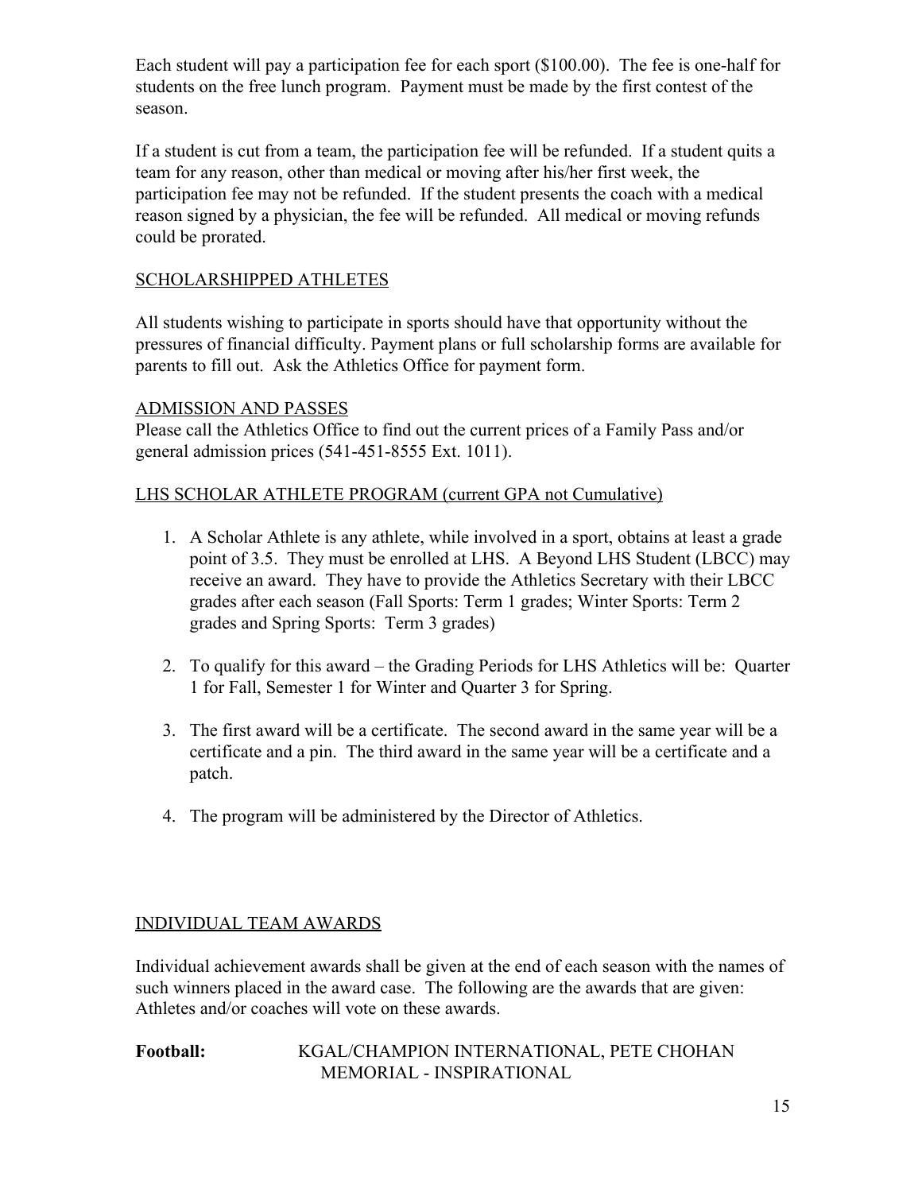Each student will pay a participation fee for each sport ($100.00). The fee is one-half for students on the free lunch program. Payment must be made by the first contest of the season.

If a student is cut from a team, the participation fee will be refunded. If a student quits a team for any reason, other than medical or moving after his/her first week, the participation fee may not be refunded. If the student presents the coach with a medical reason signed by a physician, the fee will be refunded. All medical or moving refunds could be prorated.

## SCHOLARSHIPPED ATHLETES

All students wishing to participate in sports should have that opportunity without the pressures of financial difficulty. Payment plans or full scholarship forms are available for parents to fill out. Ask the Athletics Office for payment form.

## ADMISSION AND PASSES

Please call the Athletics Office to find out the current prices of a Family Pass and/or general admission prices (541-451-8555 Ext. 1011).

## LHS SCHOLAR ATHLETE PROGRAM (current GPA not Cumulative)

1. A Scholar Athlete is any athlete, while involved in a sport, obtains at least a grade point of 3.5. They must be enrolled at LHS. A Beyond LHS Student (LBCC) may receive an award. They have to provide the Athletics Secretary with their LBCC grades after each season (Fall Sports: Term 1 grades; Winter Sports: Term 2 grades and Spring Sports: Term 3 grades)

2. To qualify for this award – the Grading Periods for LHS Athletics will be: Quarter 1 for Fall, Semester 1 for Winter and Quarter 3 for Spring.

3. The first award will be a certificate. The second award in the same year will be a certificate and a pin. The third award in the same year will be a certificate and a patch.

4. The program will be administered by the Director of Athletics.

## INDIVIDUAL TEAM AWARDS

Individual achievement awards shall be given at the end of each season with the names of such winners placed in the award case. The following are the awards that are given: Athletes and/or coaches will vote on these awards.

**Football:** KGAL/CHAMPION INTERNATIONAL, PETE CHOHAN MEMORIAL - INSPIRATIONAL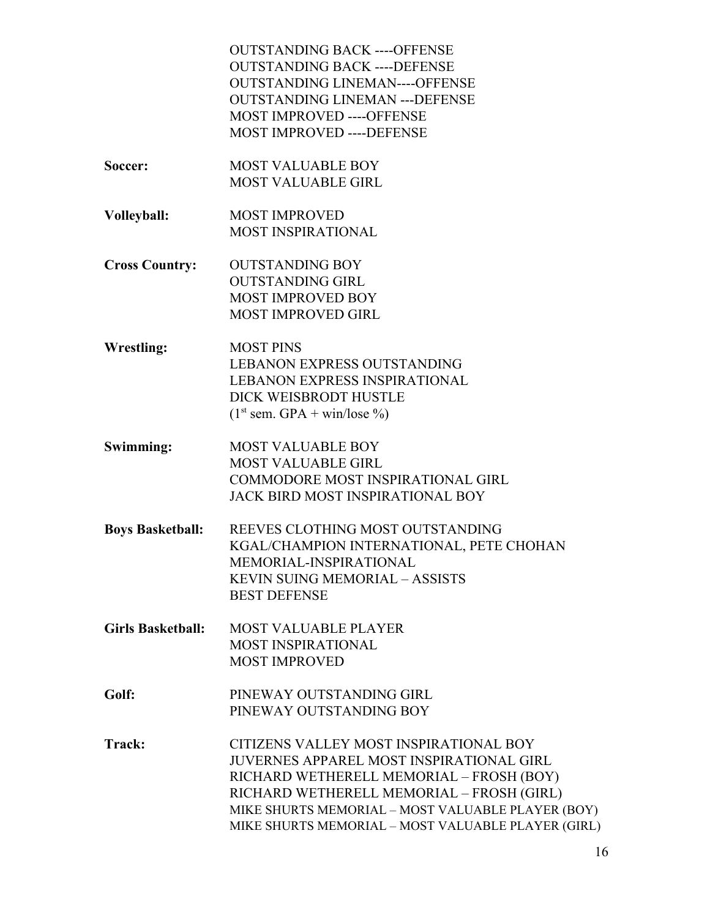OUTSTANDING BACK ----OFFENSE
OUTSTANDING BACK ----DEFENSE
OUTSTANDING LINEMAN----OFFENSE
OUTSTANDING LINEMAN ---DEFENSE
MOST IMPROVED ----OFFENSE
MOST IMPROVED ----DEFENSE

**Soccer:**
MOST VALUABLE BOY
MOST VALUABLE GIRL

**Volleyball:**
MOST IMPROVED
MOST INSPIRATIONAL

**Cross Country:**
OUTSTANDING BOY
OUTSTANDING GIRL
MOST IMPROVED BOY
MOST IMPROVED GIRL

**Wrestling:**
MOST PINS
LEBANON EXPRESS OUTSTANDING
LEBANON EXPRESS INSPIRATIONAL
DICK WEISBRODT HUSTLE
(1st sem. GPA + win/lose %)

**Swimming:**
MOST VALUABLE BOY
MOST VALUABLE GIRL
COMMODORE MOST INSPIRATIONAL GIRL
JACK BIRD MOST INSPIRATIONAL BOY

**Boys Basketball:**
REEVES CLOTHING MOST OUTSTANDING
KGAL/CHAMPION INTERNATIONAL, PETE CHOHAN MEMORIAL-INSPIRATIONAL
KEVIN SUING MEMORIAL – ASSISTS
BEST DEFENSE

**Girls Basketball:**
MOST VALUABLE PLAYER
MOST INSPIRATIONAL
MOST IMPROVED

**Golf:**
PINEWAY OUTSTANDING GIRL
PINEWAY OUTSTANDING BOY

**Track:**
CITIZENS VALLEY MOST INSPIRATIONAL BOY
JUVERNES APPAREL MOST INSPIRATIONAL GIRL
RICHARD WETHERELL MEMORIAL – FROSH (BOY)
RICHARD WETHERELL MEMORIAL – FROSH (GIRL)
MIKE SHURTS MEMORIAL – MOST VALUABLE PLAYER (BOY)
MIKE SHURTS MEMORIAL – MOST VALUABLE PLAYER (GIRL)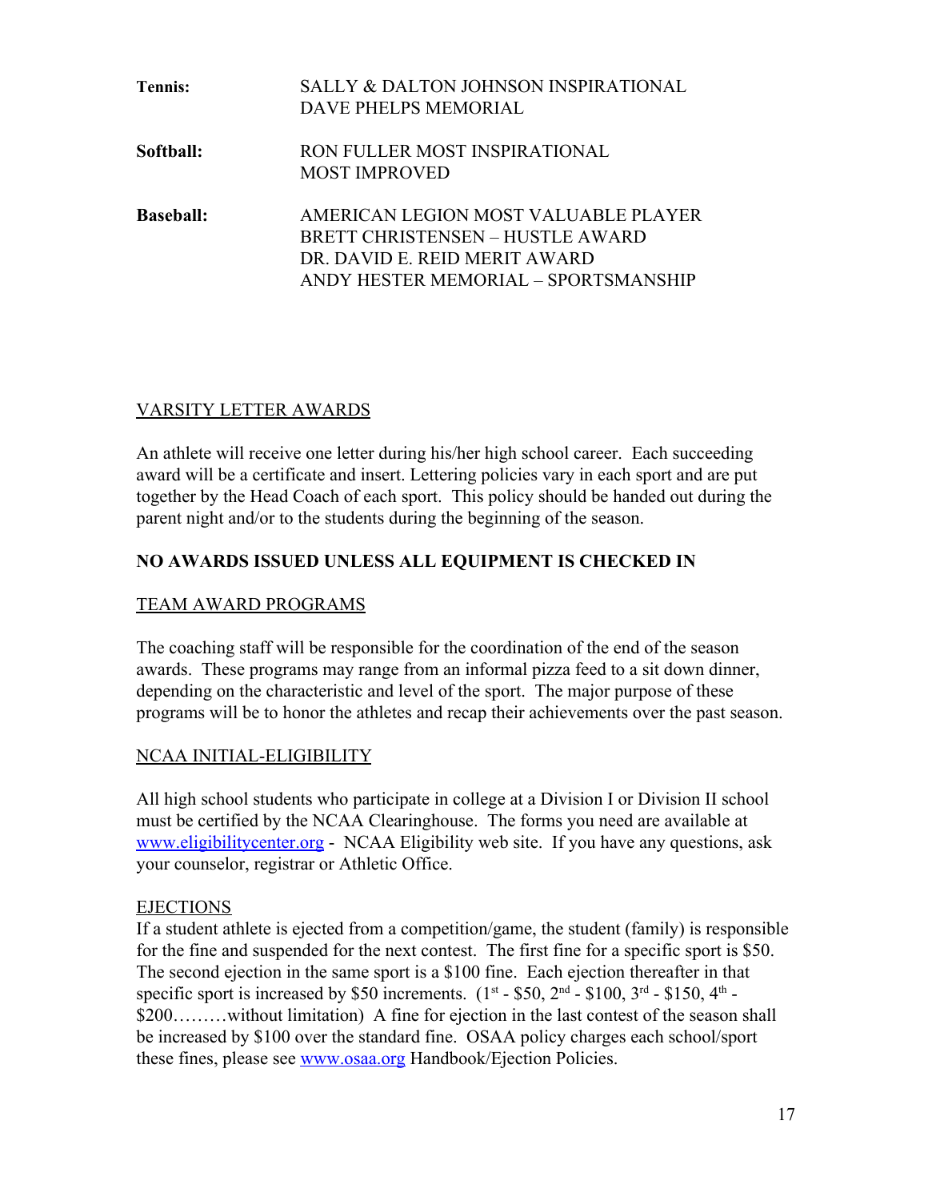**Tennis:** SALLY & DALTON JOHNSON INSPIRATIONAL
DAVE PHELPS MEMORIAL

**Softball:** RON FULLER MOST INSPIRATIONAL
MOST IMPROVED

**Baseball:** AMERICAN LEGION MOST VALUABLE PLAYER
BRETT CHRISTENSEN – HUSTLE AWARD
DR. DAVID E. REID MERIT AWARD
ANDY HESTER MEMORIAL – SPORTSMANSHIP

## VARSITY LETTER AWARDS

An athlete will receive one letter during his/her high school career. Each succeeding award will be a certificate and insert. Lettering policies vary in each sport and are put together by the Head Coach of each sport. This policy should be handed out during the parent night and/or to the students during the beginning of the season.

**NO AWARDS ISSUED UNLESS ALL EQUIPMENT IS CHECKED IN**

## TEAM AWARD PROGRAMS

The coaching staff will be responsible for the coordination of the end of the season awards. These programs may range from an informal pizza feed to a sit down dinner, depending on the characteristic and level of the sport. The major purpose of these programs will be to honor the athletes and recap their achievements over the past season.

## NCAA INITIAL-ELIGIBILITY

All high school students who participate in college at a Division I or Division II school must be certified by the NCAA Clearinghouse. The forms you need are available at www.eligibilitycenter.org - NCAA Eligibility web site. If you have any questions, ask your counselor, registrar or Athletic Office.

## EJECTIONS

If a student athlete is ejected from a competition/game, the student (family) is responsible for the fine and suspended for the next contest. The first fine for a specific sport is $50. The second ejection in the same sport is a $100 fine. Each ejection thereafter in that specific sport is increased by $50 increments. (1st - $50, 2nd - $100, 3rd - $150, 4th - $200………without limitation) A fine for ejection in the last contest of the season shall be increased by $100 over the standard fine. OSAA policy charges each school/sport these fines, please see www.osaa.org Handbook/Ejection Policies.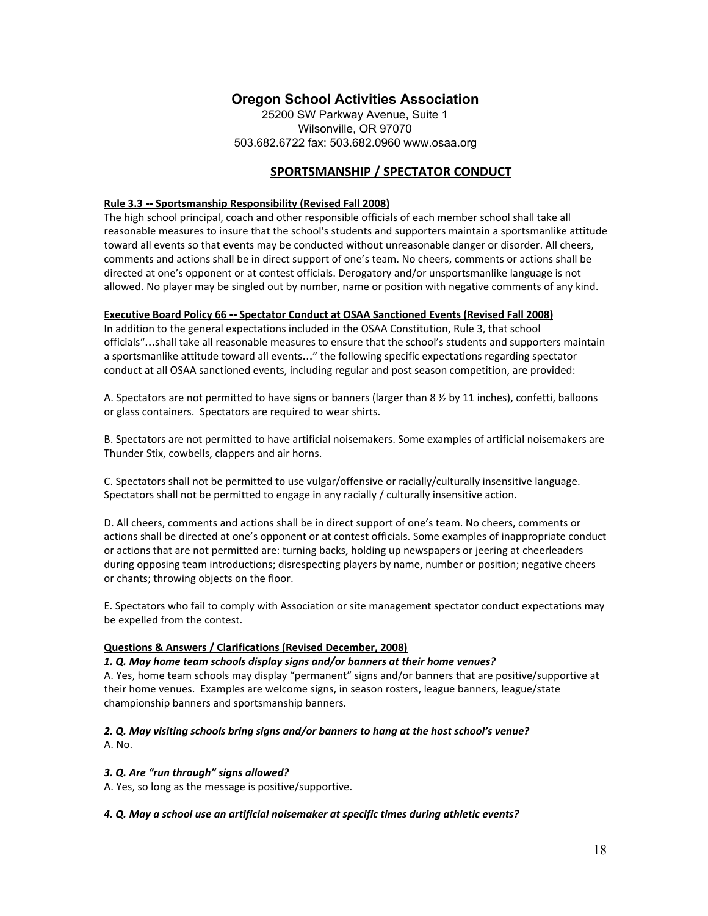# Oregon School Activities Association

25200 SW Parkway Avenue, Suite 1
Wilsonville, OR 97070
503.682.6722 fax: 503.682.0960 www.osaa.org

## SPORTSMANSHIP / SPECTATOR CONDUCT

**Rule 3.3 -- Sportsmanship Responsibility (Revised Fall 2008)**

The high school principal, coach and other responsible officials of each member school shall take all reasonable measures to insure that the school's students and supporters maintain a sportsmanlike attitude toward all events so that events may be conducted without unreasonable danger or disorder. All cheers, comments and actions shall be in direct support of one's team. No cheers, comments or actions shall be directed at one's opponent or at contest officials. Derogatory and/or unsportsmanlike language is not allowed. No player may be singled out by number, name or position with negative comments of any kind.

**Executive Board Policy 66 -- Spectator Conduct at OSAA Sanctioned Events (Revised Fall 2008)**

In addition to the general expectations included in the OSAA Constitution, Rule 3, that school officials"…shall take all reasonable measures to ensure that the school's students and supporters maintain a sportsmanlike attitude toward all events…" the following specific expectations regarding spectator conduct at all OSAA sanctioned events, including regular and post season competition, are provided:

A. Spectators are not permitted to have signs or banners (larger than 8 ½ by 11 inches), confetti, balloons or glass containers. Spectators are required to wear shirts.

B. Spectators are not permitted to have artificial noisemakers. Some examples of artificial noisemakers are Thunder Stix, cowbells, clappers and air horns.

C. Spectators shall not be permitted to use vulgar/offensive or racially/culturally insensitive language. Spectators shall not be permitted to engage in any racially / culturally insensitive action.

D. All cheers, comments and actions shall be in direct support of one's team. No cheers, comments or actions shall be directed at one's opponent or at contest officials. Some examples of inappropriate conduct or actions that are not permitted are: turning backs, holding up newspapers or jeering at cheerleaders during opposing team introductions; disrespecting players by name, number or position; negative cheers or chants; throwing objects on the floor.

E. Spectators who fail to comply with Association or site management spectator conduct expectations may be expelled from the contest.

**Questions & Answers / Clarifications (Revised December, 2008)**

***1. Q. May home team schools display signs and/or banners at their home venues?***

A. Yes, home team schools may display "permanent" signs and/or banners that are positive/supportive at their home venues. Examples are welcome signs, in season rosters, league banners, league/state championship banners and sportsmanship banners.

***2. Q. May visiting schools bring signs and/or banners to hang at the host school's venue?***

A. No.

***3. Q. Are "run through" signs allowed?***

A. Yes, so long as the message is positive/supportive.

***4. Q. May a school use an artificial noisemaker at specific times during athletic events?***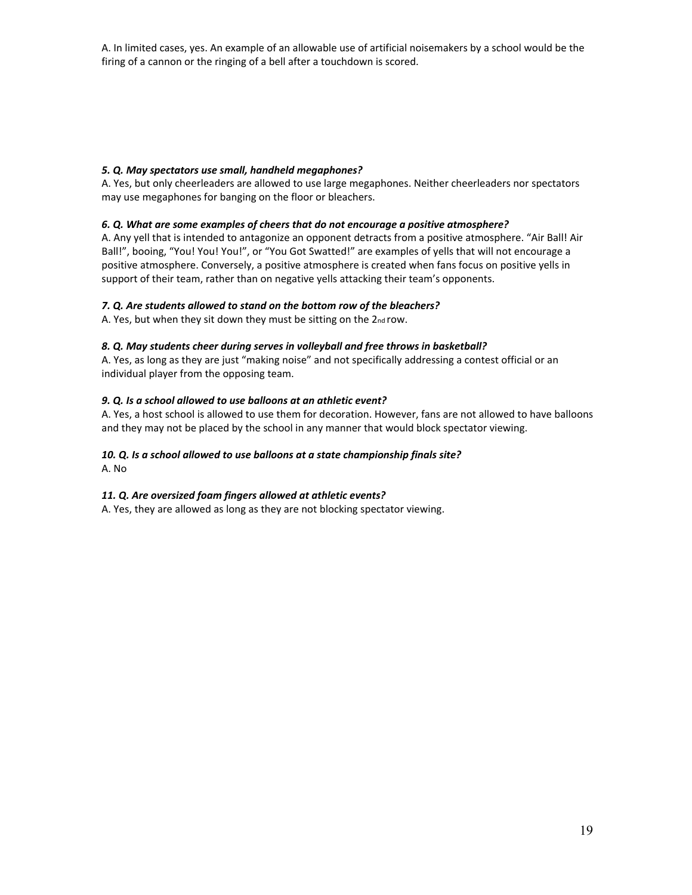A. In limited cases, yes. An example of an allowable use of artificial noisemakers by a school would be the firing of a cannon or the ringing of a bell after a touchdown is scored.

***5. Q. May spectators use small, handheld megaphones?***
A. Yes, but only cheerleaders are allowed to use large megaphones. Neither cheerleaders nor spectators may use megaphones for banging on the floor or bleachers.

***6. Q. What are some examples of cheers that do not encourage a positive atmosphere?***
A. Any yell that is intended to antagonize an opponent detracts from a positive atmosphere. "Air Ball! Air Ball!", booing, "You! You! You!", or "You Got Swatted!" are examples of yells that will not encourage a positive atmosphere. Conversely, a positive atmosphere is created when fans focus on positive yells in support of their team, rather than on negative yells attacking their team's opponents.

***7. Q. Are students allowed to stand on the bottom row of the bleachers?***
A. Yes, but when they sit down they must be sitting on the 2nd row.

***8. Q. May students cheer during serves in volleyball and free throws in basketball?***
A. Yes, as long as they are just "making noise" and not specifically addressing a contest official or an individual player from the opposing team.

***9. Q. Is a school allowed to use balloons at an athletic event?***
A. Yes, a host school is allowed to use them for decoration. However, fans are not allowed to have balloons and they may not be placed by the school in any manner that would block spectator viewing.

***10. Q. Is a school allowed to use balloons at a state championship finals site?***
A. No

***11. Q. Are oversized foam fingers allowed at athletic events?***
A. Yes, they are allowed as long as they are not blocking spectator viewing.